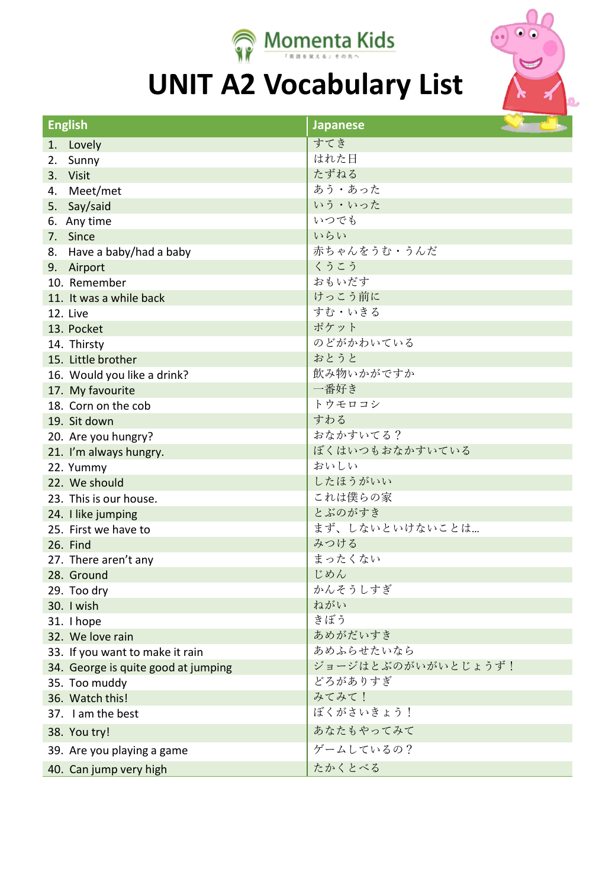Momenta Kids

「英語を覚える」その先へ

# UNIT A2 Vocabulary List

| English | Japanese |
|---|---|
| 1. Lovely | すてき |
| 2. Sunny | はれた日 |
| 3. Visit | たずねる |
| 4. Meet/met | あう・あった |
| 5. Say/said | いう・いった |
| 6. Any time | いつでも |
| 7. Since | いらい |
| 8. Have a baby/had a baby | 赤ちゃんをうむ・うんだ |
| 9. Airport | くうこう |
| 10. Remember | おもいだす |
| 11. It was a while back | けっこう前に |
| 12. Live | すむ・いきる |
| 13. Pocket | ポケット |
| 14. Thirsty | のどがかわいている |
| 15. Little brother | おとうと |
| 16. Would you like a drink? | 飲み物いかがですか |
| 17. My favourite | 一番好き |
| 18. Corn on the cob | トウモロコシ |
| 19. Sit down | すわる |
| 20. Are you hungry? | おなかすいてる？ |
| 21. I'm always hungry. | ぼくはいつもおなかすいている |
| 22. Yummy | おいしい |
| 22. We should | したほうがいい |
| 23. This is our house. | これは僕らの家 |
| 24. I like jumping | とぶのがすき |
| 25. First we have to | まず、しないといけないことは… |
| 26. Find | みつける |
| 27. There aren't any | まったくない |
| 28. Ground | じめん |
| 29. Too dry | かんそうしすぎ |
| 30. I wish | ねがい |
| 31. I hope | きぼう |
| 32. We love rain | あめがだいすき |
| 33. If you want to make it rain | あめふらせたいなら |
| 34. George is quite good at jumping | ジョージはとぶのがいがいとじょうず！ |
| 35. Too muddy | どろがありすぎ |
| 36. Watch this! | みてみて！ |
| 37. I am the best | ぼくがさいきょう！ |
| 38. You try! | あなたもやってみて |
| 39. Are you playing a game | ゲームしているの？ |
| 40. Can jump very high | たかくとべる |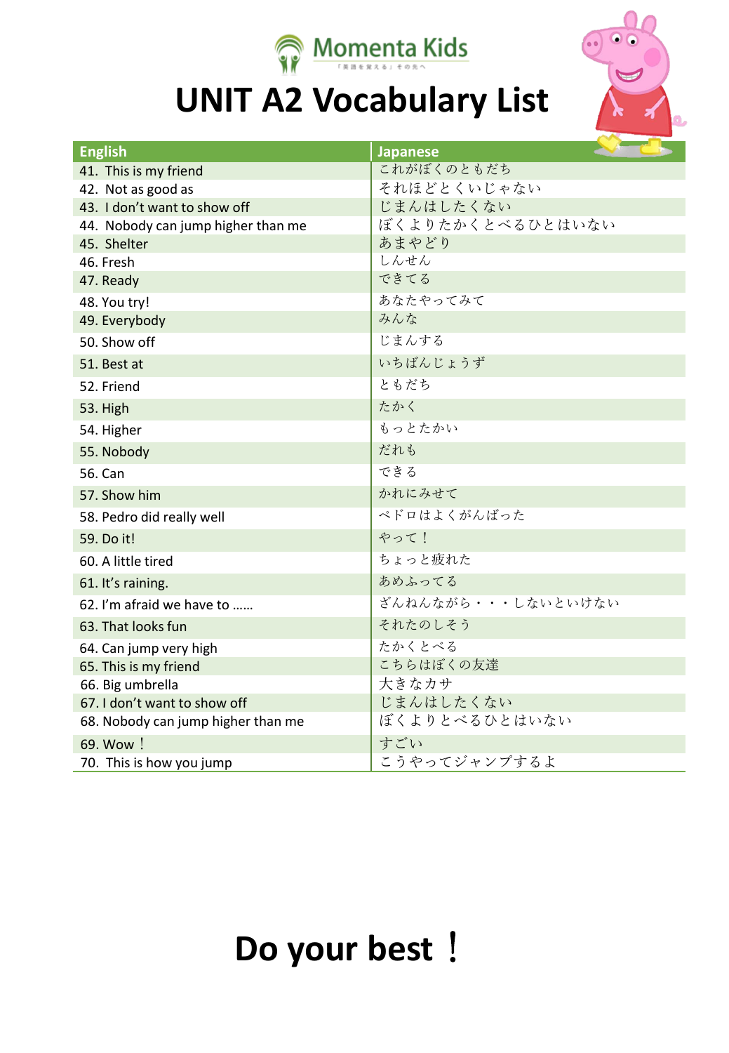Momenta Kids

「英語を覚える」その先へ

# UNIT A2 Vocabulary List

| English | Japanese |
|---|---|
| 41. This is my friend | これがぼくのともだち |
| 42. Not as good as | それほどとくいじゃない |
| 43. I don't want to show off | じまんはしたくない |
| 44. Nobody can jump higher than me | ぼくよりたかくとべるひとはいない |
| 45. Shelter | あまやどり |
| 46. Fresh | しんせん |
| 47. Ready | できてる |
| 48. You try! | あなたやってみて |
| 49. Everybody | みんな |
| 50. Show off | じまんする |
| 51. Best at | いちばんじょうず |
| 52. Friend | ともだち |
| 53. High | たかく |
| 54. Higher | もっとたかい |
| 55. Nobody | だれも |
| 56. Can | できる |
| 57. Show him | かれにみせて |
| 58. Pedro did really well | ペドロはよくがんばった |
| 59. Do it! | やって！ |
| 60. A little tired | ちょっと疲れた |
| 61. It's raining. | あめふってる |
| 62. I'm afraid we have to …… | ざんねんながら・・・しないといけない |
| 63. That looks fun | それたのしそう |
| 64. Can jump very high | たかくとべる |
| 65. This is my friend | こちらはぼくの友達 |
| 66. Big umbrella | 大きなカサ |
| 67. I don't want to show off | じまんはしたくない |
| 68. Nobody can jump higher than me | ぼくよりとべるひとはいない |
| 69. Wow！ | すごい |
| 70. This is how you jump | こうやってジャンプするよ |

# Do your best！